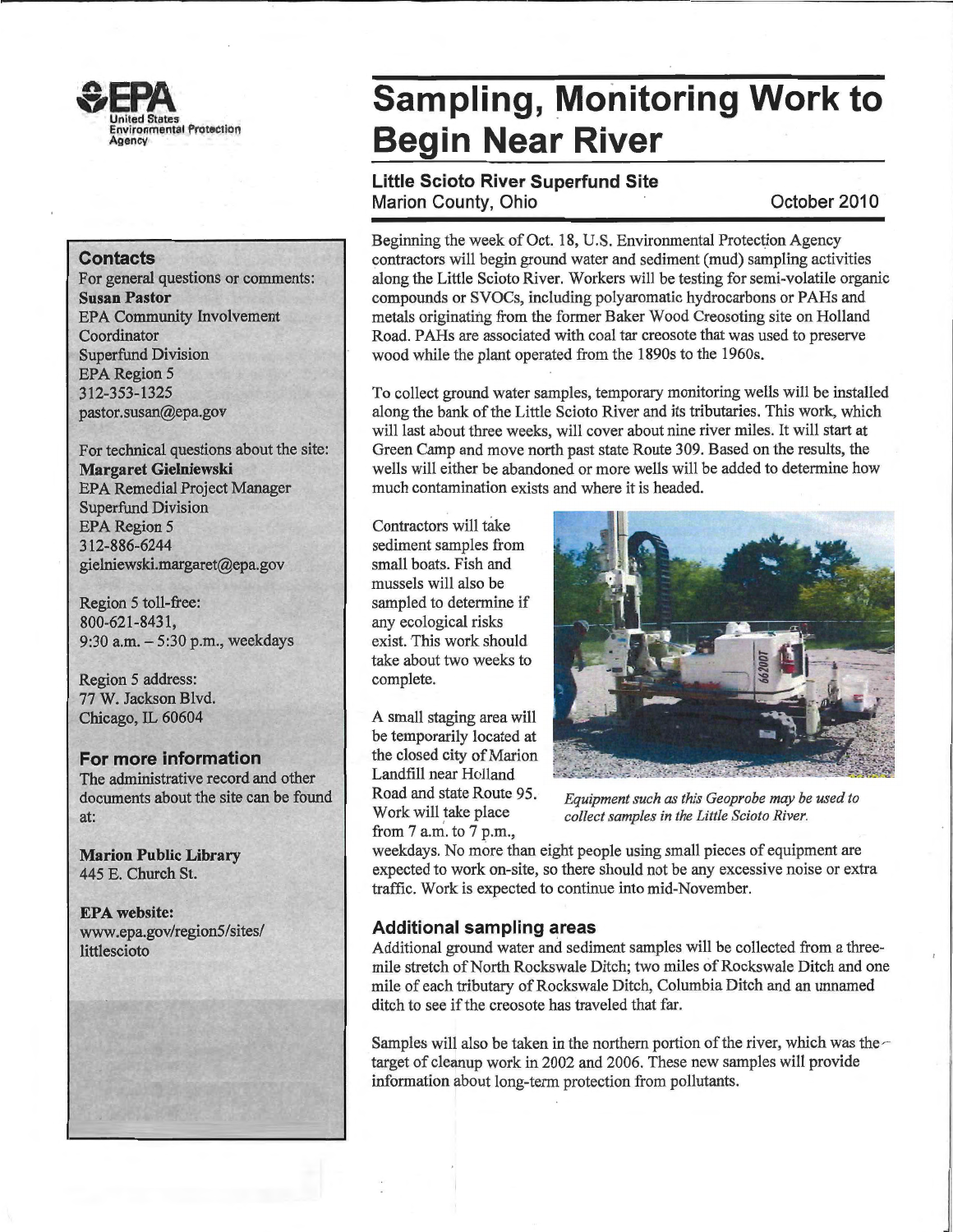United States Environmental Protection Agency

# Sampling, Monitoring Work to Begin Near River

**Little Scioto River Superfund Site**
Marion County, Ohio

October 2010

Beginning the week of Oct. 18, U.S. Environmental Protection Agency contractors will begin ground water and sediment (mud) sampling activities along the Little Scioto River. Workers will be testing for semi-volatile organic compounds or SVOCs, including polyaromatic hydrocarbons or PAHs and metals originating from the former Baker Wood Creosoting site on Holland Road. PAHs are associated with coal tar creosote that was used to preserve wood while the plant operated from the 1890s to the 1960s.

To collect ground water samples, temporary monitoring wells will be installed along the bank of the Little Scioto River and its tributaries. This work, which will last about three weeks, will cover about nine river miles. It will start at Green Camp and move north past state Route 309. Based on the results, the wells will either be abandoned or more wells will be added to determine how much contamination exists and where it is headed.

Contractors will take sediment samples from small boats. Fish and mussels will also be sampled to determine if any ecological risks exist. This work should take about two weeks to complete.

A small staging area will be temporarily located at the closed city of Marion Landfill near Holland Road and state Route 95. Work will take place from 7 a.m. to 7 p.m., weekdays. No more than eight people using small pieces of equipment are expected to work on-site, so there should not be any excessive noise or extra traffic. Work is expected to continue into mid-November.

*Equipment such as this Geoprobe may be used to collect samples in the Little Scioto River.*

## Additional sampling areas

Additional ground water and sediment samples will be collected from a three-mile stretch of North Rockswale Ditch; two miles of Rockswale Ditch and one mile of each tributary of Rockswale Ditch, Columbia Ditch and an unnamed ditch to see if the creosote has traveled that far.

Samples will also be taken in the northern portion of the river, which was the target of cleanup work in 2002 and 2006. These new samples will provide information about long-term protection from pollutants.

## Contacts

For general questions or comments:
**Susan Pastor**
EPA Community Involvement Coordinator
Superfund Division
EPA Region 5
312-353-1325
pastor.susan@epa.gov

For technical questions about the site:
**Margaret Gielniewski**
EPA Remedial Project Manager
Superfund Division
EPA Region 5
312-886-6244
gielniewski.margaret@epa.gov

Region 5 toll-free:
800-621-8431,
9:30 a.m. – 5:30 p.m., weekdays

Region 5 address:
77 W. Jackson Blvd.
Chicago, IL 60604

## For more information

The administrative record and other documents about the site can be found at:

**Marion Public Library**
445 E. Church St.

**EPA website:**
www.epa.gov/region5/sites/littlescioto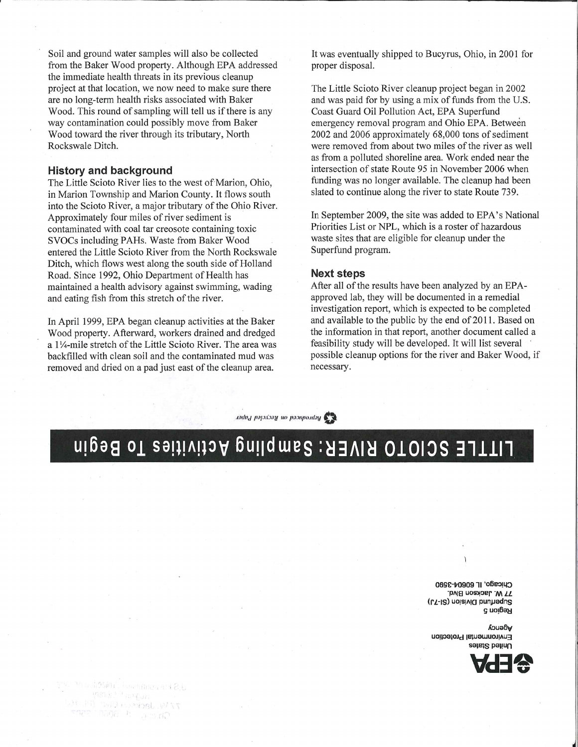Soil and ground water samples will also be collected from the Baker Wood property. Although EPA addressed the immediate health threats in its previous cleanup project at that location, we now need to make sure there are no long-term health risks associated with Baker Wood. This round of sampling will tell us if there is any way contamination could possibly move from Baker Wood toward the river through its tributary, North Rockswale Ditch.

## History and background

The Little Scioto River lies to the west of Marion, Ohio, in Marion Township and Marion County. It flows south into the Scioto River, a major tributary of the Ohio River. Approximately four miles of river sediment is contaminated with coal tar creosote containing toxic SVOCs including PAHs. Waste from Baker Wood entered the Little Scioto River from the North Rockswale Ditch, which flows west along the south side of Holland Road. Since 1992, Ohio Department of Health has maintained a health advisory against swimming, wading and eating fish from this stretch of the river.

In April 1999, EPA began cleanup activities at the Baker Wood property. Afterward, workers drained and dredged a 1¼-mile stretch of the Little Scioto River. The area was backfilled with clean soil and the contaminated mud was removed and dried on a pad just east of the cleanup area. It was eventually shipped to Bucyrus, Ohio, in 2001 for proper disposal.

The Little Scioto River cleanup project began in 2002 and was paid for by using a mix of funds from the U.S. Coast Guard Oil Pollution Act, EPA Superfund emergency removal program and Ohio EPA. Between 2002 and 2006 approximately 68,000 tons of sediment were removed from about two miles of the river as well as from a polluted shoreline area. Work ended near the intersection of state Route 95 in November 2006 when funding was no longer available. The cleanup had been slated to continue along the river to state Route 739.

In September 2009, the site was added to EPA's National Priorities List or NPL, which is a roster of hazardous waste sites that are eligible for cleanup under the Superfund program.

## Next steps

After all of the results have been analyzed by an EPA-approved lab, they will be documented in a remedial investigation report, which is expected to be completed and available to the public by the end of 2011. Based on the information in that report, another document called a feasibility study will be developed. It will list several possible cleanup options for the river and Baker Wood, if necessary.

*Reproduced on Recycled Paper*

**LITTLE SCIOTO RIVER: Sampling Activities To Begin**

EPA
United States
Environmental Protection
Agency
Region 5
Superfund Division (SI-7J)
77 W. Jackson Blvd.
Chicago, IL 60604-3590